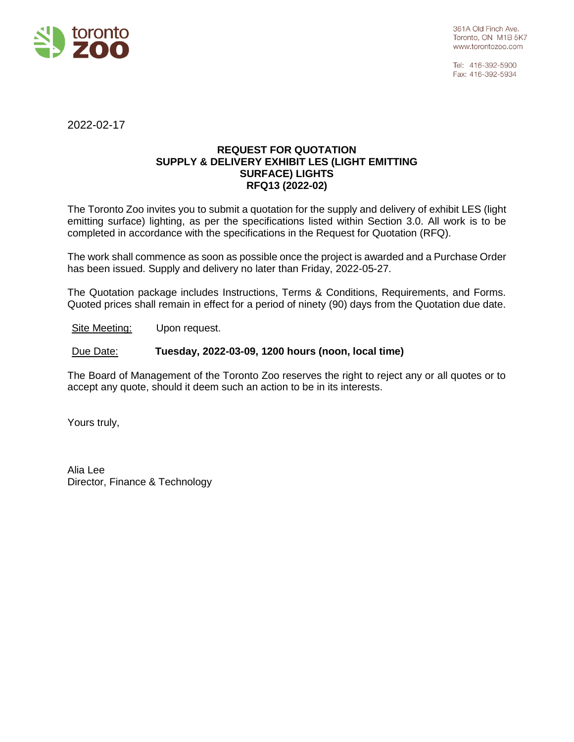361A Old Finch Ave.
Toronto, ON M1B 5K7
www.torontozoo.com

Tel: 416-392-5900
Fax: 416-392-5934

2022-02-17

**REQUEST FOR QUOTATION**
**SUPPLY & DELIVERY EXHIBIT LES (LIGHT EMITTING SURFACE) LIGHTS**
**RFQ13 (2022-02)**

The Toronto Zoo invites you to submit a quotation for the supply and delivery of exhibit LES (light emitting surface) lighting, as per the specifications listed within Section 3.0. All work is to be completed in accordance with the specifications in the Request for Quotation (RFQ).

The work shall commence as soon as possible once the project is awarded and a Purchase Order has been issued. Supply and delivery no later than Friday, 2022-05-27.

The Quotation package includes Instructions, Terms & Conditions, Requirements, and Forms. Quoted prices shall remain in effect for a period of ninety (90) days from the Quotation due date.

Site Meeting: Upon request.

Due Date: **Tuesday, 2022-03-09, 1200 hours (noon, local time)**

The Board of Management of the Toronto Zoo reserves the right to reject any or all quotes or to accept any quote, should it deem such an action to be in its interests.

Yours truly,

Alia Lee
Director, Finance & Technology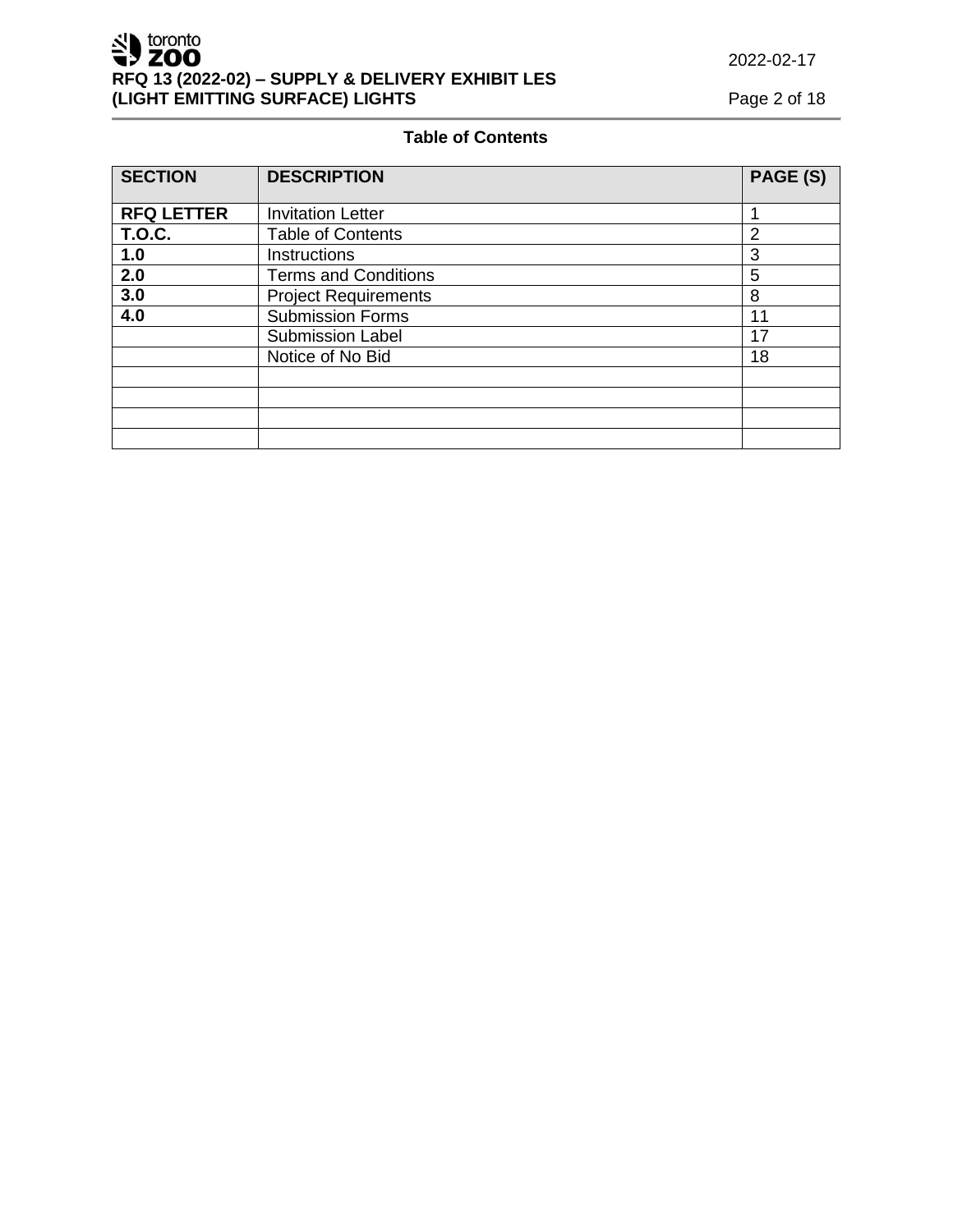## Table of Contents

| SECTION | DESCRIPTION | PAGE (S) |
|---|---|---|
| **RFQ LETTER** | Invitation Letter | 1 |
| **T.O.C.** | Table of Contents | 2 |
| **1.0** | Instructions | 3 |
| **2.0** | Terms and Conditions | 5 |
| **3.0** | Project Requirements | 8 |
| **4.0** | Submission Forms | 11 |
| | Submission Label | 17 |
| | Notice of No Bid | 18 |
| | | |
| | | |
| | | |
| | | |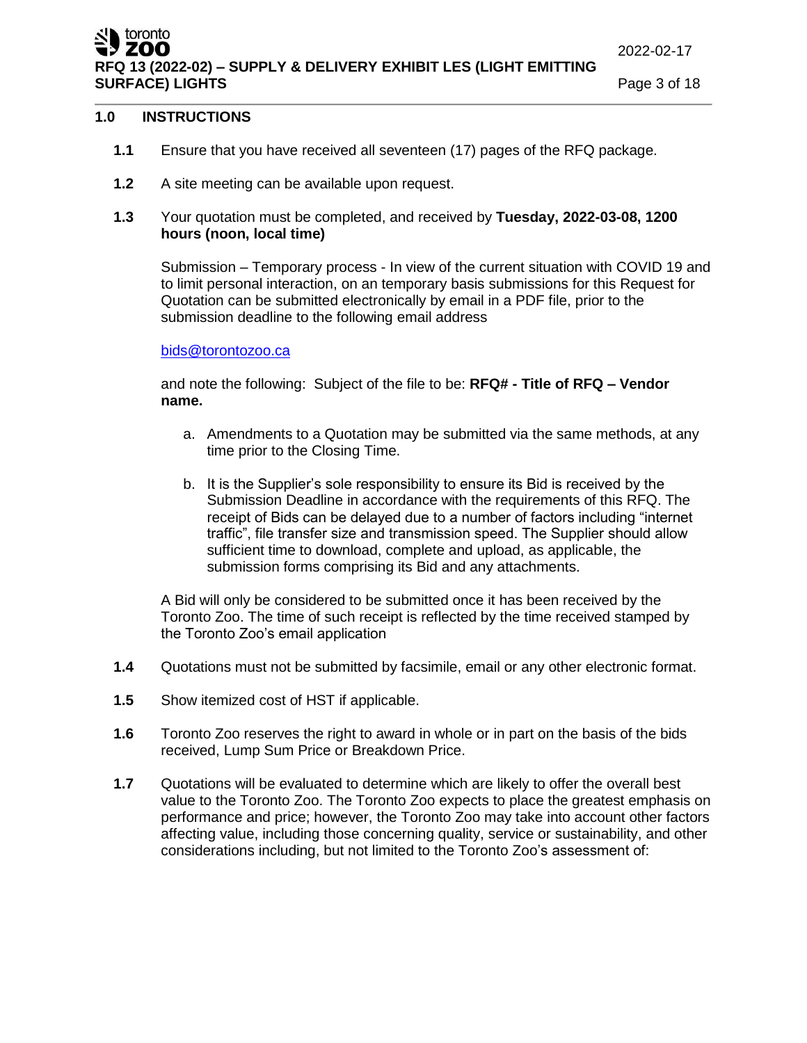## 1.0 INSTRUCTIONS

**1.1** Ensure that you have received all seventeen (17) pages of the RFQ package.

**1.2** A site meeting can be available upon request.

**1.3** Your quotation must be completed, and received by **Tuesday, 2022-03-08, 1200 hours (noon, local time)**

Submission – Temporary process - In view of the current situation with COVID 19 and to limit personal interaction, on an temporary basis submissions for this Request for Quotation can be submitted electronically by email in a PDF file, prior to the submission deadline to the following email address

bids@torontozoo.ca

and note the following: Subject of the file to be: **RFQ# - Title of RFQ – Vendor name.**

a. Amendments to a Quotation may be submitted via the same methods, at any time prior to the Closing Time.

b. It is the Supplier's sole responsibility to ensure its Bid is received by the Submission Deadline in accordance with the requirements of this RFQ. The receipt of Bids can be delayed due to a number of factors including "internet traffic", file transfer size and transmission speed. The Supplier should allow sufficient time to download, complete and upload, as applicable, the submission forms comprising its Bid and any attachments.

A Bid will only be considered to be submitted once it has been received by the Toronto Zoo. The time of such receipt is reflected by the time received stamped by the Toronto Zoo's email application

**1.4** Quotations must not be submitted by facsimile, email or any other electronic format.

**1.5** Show itemized cost of HST if applicable.

**1.6** Toronto Zoo reserves the right to award in whole or in part on the basis of the bids received, Lump Sum Price or Breakdown Price.

**1.7** Quotations will be evaluated to determine which are likely to offer the overall best value to the Toronto Zoo. The Toronto Zoo expects to place the greatest emphasis on performance and price; however, the Toronto Zoo may take into account other factors affecting value, including those concerning quality, service or sustainability, and other considerations including, but not limited to the Toronto Zoo's assessment of: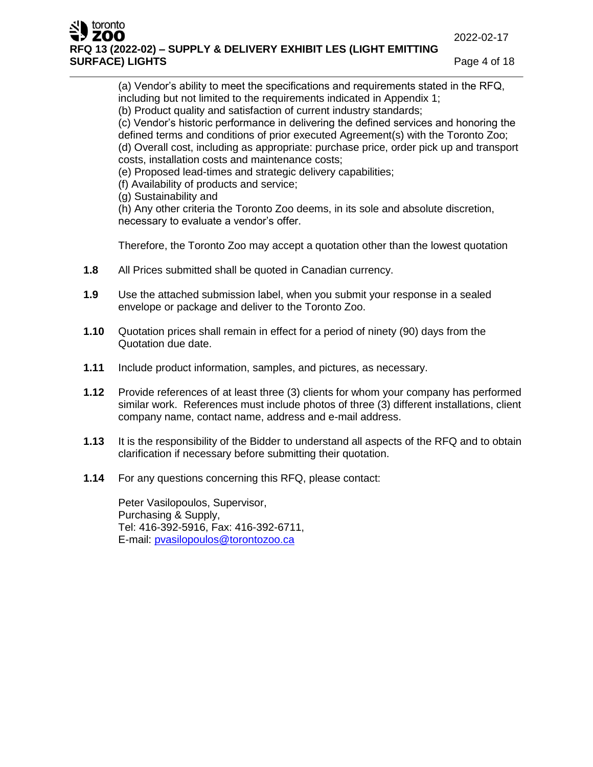(a) Vendor's ability to meet the specifications and requirements stated in the RFQ, including but not limited to the requirements indicated in Appendix 1;
(b) Product quality and satisfaction of current industry standards;
(c) Vendor's historic performance in delivering the defined services and honoring the defined terms and conditions of prior executed Agreement(s) with the Toronto Zoo;
(d) Overall cost, including as appropriate: purchase price, order pick up and transport costs, installation costs and maintenance costs;
(e) Proposed lead-times and strategic delivery capabilities;
(f) Availability of products and service;
(g) Sustainability and
(h) Any other criteria the Toronto Zoo deems, in its sole and absolute discretion, necessary to evaluate a vendor's offer.

Therefore, the Toronto Zoo may accept a quotation other than the lowest quotation

**1.8** All Prices submitted shall be quoted in Canadian currency.

**1.9** Use the attached submission label, when you submit your response in a sealed envelope or package and deliver to the Toronto Zoo.

**1.10** Quotation prices shall remain in effect for a period of ninety (90) days from the Quotation due date.

**1.11** Include product information, samples, and pictures, as necessary.

**1.12** Provide references of at least three (3) clients for whom your company has performed similar work. References must include photos of three (3) different installations, client company name, contact name, address and e-mail address.

**1.13** It is the responsibility of the Bidder to understand all aspects of the RFQ and to obtain clarification if necessary before submitting their quotation.

**1.14** For any questions concerning this RFQ, please contact:

Peter Vasilopoulos, Supervisor,
Purchasing & Supply,
Tel: 416-392-5916, Fax: 416-392-6711,
E-mail: pvasilopoulos@torontozoo.ca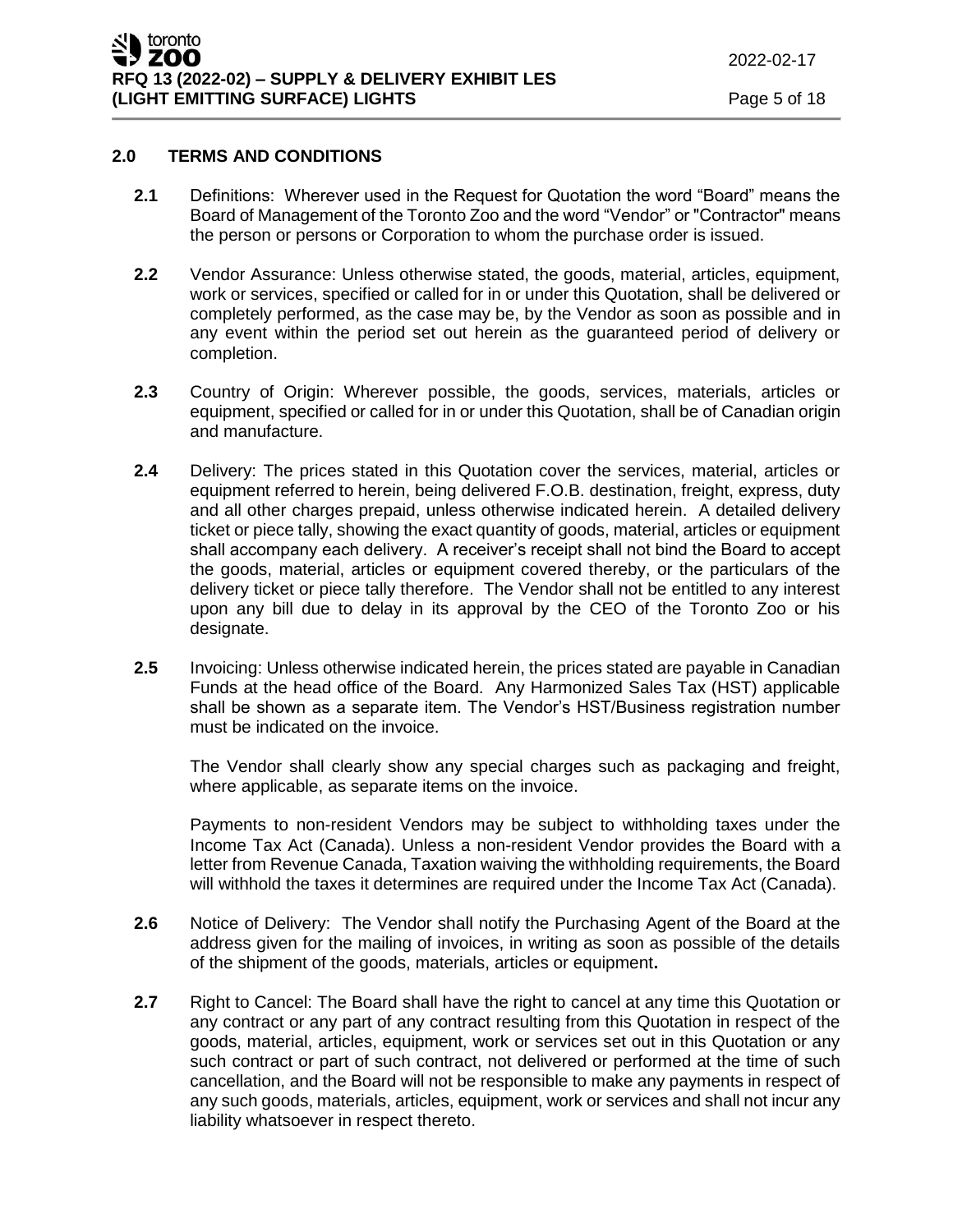## 2.0 TERMS AND CONDITIONS

**2.1** Definitions: Wherever used in the Request for Quotation the word "Board" means the Board of Management of the Toronto Zoo and the word "Vendor" or "Contractor" means the person or persons or Corporation to whom the purchase order is issued.

**2.2** Vendor Assurance: Unless otherwise stated, the goods, material, articles, equipment, work or services, specified or called for in or under this Quotation, shall be delivered or completely performed, as the case may be, by the Vendor as soon as possible and in any event within the period set out herein as the guaranteed period of delivery or completion.

**2.3** Country of Origin: Wherever possible, the goods, services, materials, articles or equipment, specified or called for in or under this Quotation, shall be of Canadian origin and manufacture.

**2.4** Delivery: The prices stated in this Quotation cover the services, material, articles or equipment referred to herein, being delivered F.O.B. destination, freight, express, duty and all other charges prepaid, unless otherwise indicated herein. A detailed delivery ticket or piece tally, showing the exact quantity of goods, material, articles or equipment shall accompany each delivery. A receiver's receipt shall not bind the Board to accept the goods, material, articles or equipment covered thereby, or the particulars of the delivery ticket or piece tally therefore. The Vendor shall not be entitled to any interest upon any bill due to delay in its approval by the CEO of the Toronto Zoo or his designate.

**2.5** Invoicing: Unless otherwise indicated herein, the prices stated are payable in Canadian Funds at the head office of the Board. Any Harmonized Sales Tax (HST) applicable shall be shown as a separate item. The Vendor's HST/Business registration number must be indicated on the invoice.

The Vendor shall clearly show any special charges such as packaging and freight, where applicable, as separate items on the invoice.

Payments to non-resident Vendors may be subject to withholding taxes under the Income Tax Act (Canada). Unless a non-resident Vendor provides the Board with a letter from Revenue Canada, Taxation waiving the withholding requirements, the Board will withhold the taxes it determines are required under the Income Tax Act (Canada).

**2.6** Notice of Delivery: The Vendor shall notify the Purchasing Agent of the Board at the address given for the mailing of invoices, in writing as soon as possible of the details of the shipment of the goods, materials, articles or equipment**.**

**2.7** Right to Cancel: The Board shall have the right to cancel at any time this Quotation or any contract or any part of any contract resulting from this Quotation in respect of the goods, material, articles, equipment, work or services set out in this Quotation or any such contract or part of such contract, not delivered or performed at the time of such cancellation, and the Board will not be responsible to make any payments in respect of any such goods, materials, articles, equipment, work or services and shall not incur any liability whatsoever in respect thereto.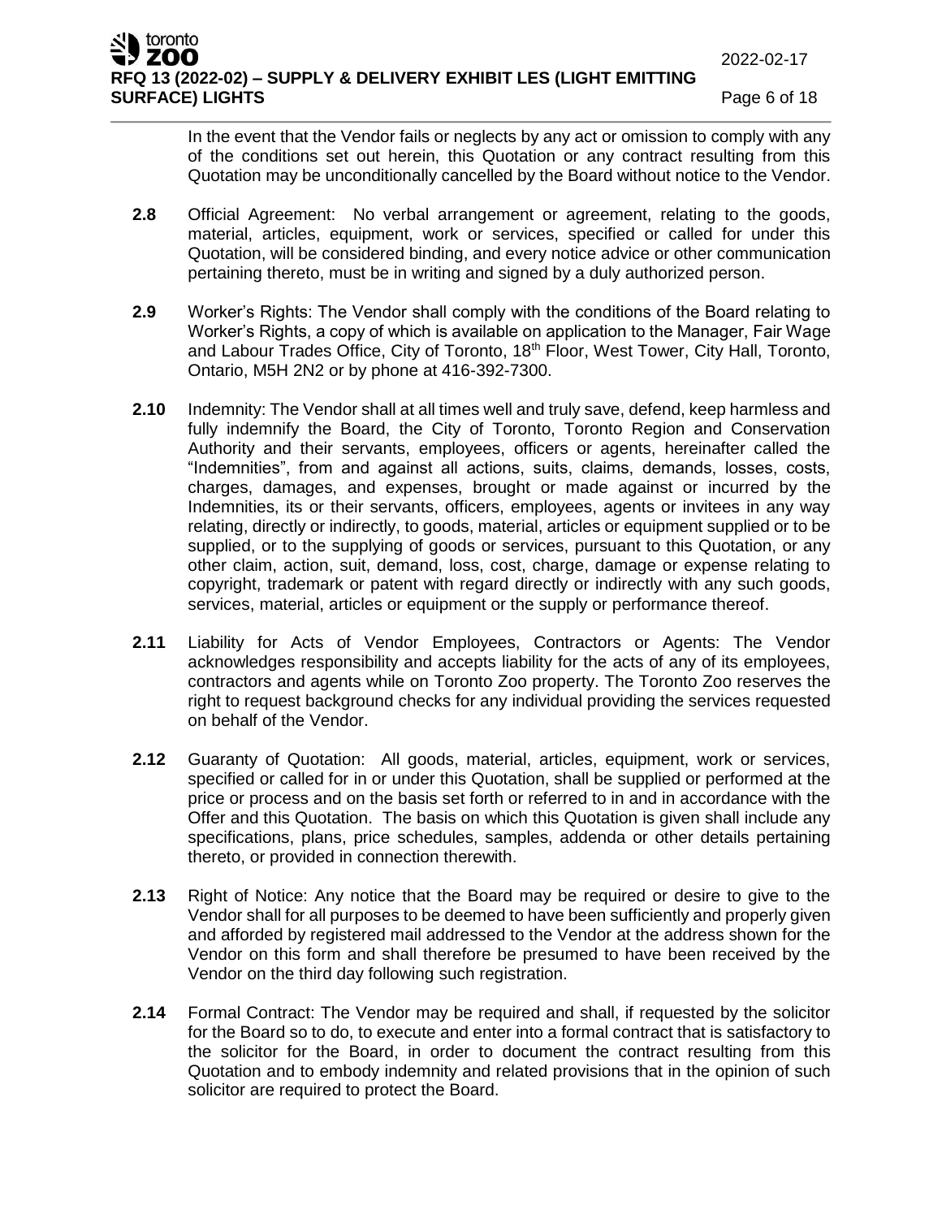In the event that the Vendor fails or neglects by any act or omission to comply with any of the conditions set out herein, this Quotation or any contract resulting from this Quotation may be unconditionally cancelled by the Board without notice to the Vendor.

**2.8** Official Agreement: No verbal arrangement or agreement, relating to the goods, material, articles, equipment, work or services, specified or called for under this Quotation, will be considered binding, and every notice advice or other communication pertaining thereto, must be in writing and signed by a duly authorized person.

**2.9** Worker's Rights: The Vendor shall comply with the conditions of the Board relating to Worker's Rights, a copy of which is available on application to the Manager, Fair Wage and Labour Trades Office, City of Toronto, 18th Floor, West Tower, City Hall, Toronto, Ontario, M5H 2N2 or by phone at 416-392-7300.

**2.10** Indemnity: The Vendor shall at all times well and truly save, defend, keep harmless and fully indemnify the Board, the City of Toronto, Toronto Region and Conservation Authority and their servants, employees, officers or agents, hereinafter called the "Indemnities", from and against all actions, suits, claims, demands, losses, costs, charges, damages, and expenses, brought or made against or incurred by the Indemnities, its or their servants, officers, employees, agents or invitees in any way relating, directly or indirectly, to goods, material, articles or equipment supplied or to be supplied, or to the supplying of goods or services, pursuant to this Quotation, or any other claim, action, suit, demand, loss, cost, charge, damage or expense relating to copyright, trademark or patent with regard directly or indirectly with any such goods, services, material, articles or equipment or the supply or performance thereof.

**2.11** Liability for Acts of Vendor Employees, Contractors or Agents: The Vendor acknowledges responsibility and accepts liability for the acts of any of its employees, contractors and agents while on Toronto Zoo property. The Toronto Zoo reserves the right to request background checks for any individual providing the services requested on behalf of the Vendor.

**2.12** Guaranty of Quotation: All goods, material, articles, equipment, work or services, specified or called for in or under this Quotation, shall be supplied or performed at the price or process and on the basis set forth or referred to in and in accordance with the Offer and this Quotation. The basis on which this Quotation is given shall include any specifications, plans, price schedules, samples, addenda or other details pertaining thereto, or provided in connection therewith.

**2.13** Right of Notice: Any notice that the Board may be required or desire to give to the Vendor shall for all purposes to be deemed to have been sufficiently and properly given and afforded by registered mail addressed to the Vendor at the address shown for the Vendor on this form and shall therefore be presumed to have been received by the Vendor on the third day following such registration.

**2.14** Formal Contract: The Vendor may be required and shall, if requested by the solicitor for the Board so to do, to execute and enter into a formal contract that is satisfactory to the solicitor for the Board, in order to document the contract resulting from this Quotation and to embody indemnity and related provisions that in the opinion of such solicitor are required to protect the Board.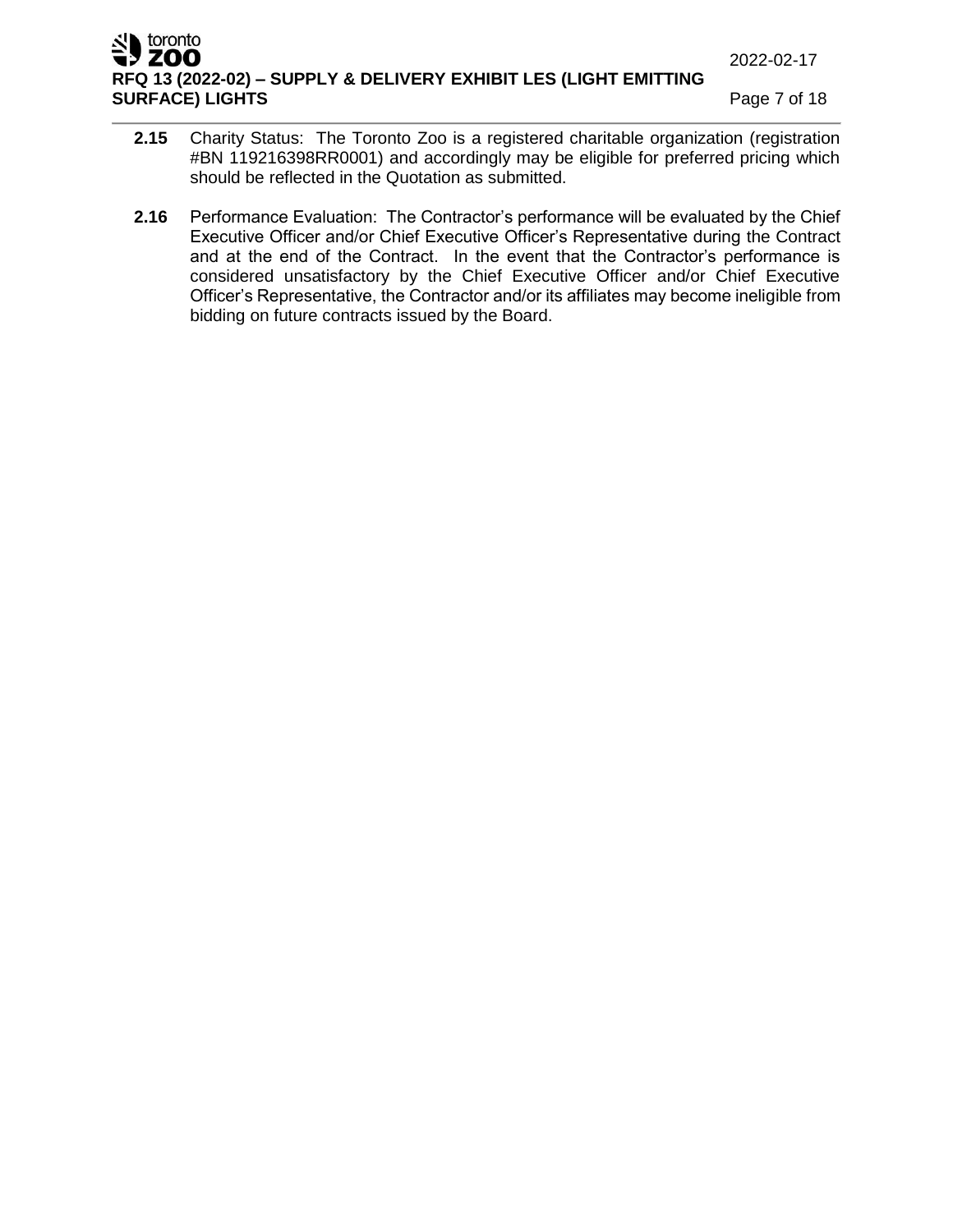**2.15** Charity Status: The Toronto Zoo is a registered charitable organization (registration #BN 119216398RR0001) and accordingly may be eligible for preferred pricing which should be reflected in the Quotation as submitted.

**2.16** Performance Evaluation: The Contractor's performance will be evaluated by the Chief Executive Officer and/or Chief Executive Officer's Representative during the Contract and at the end of the Contract. In the event that the Contractor's performance is considered unsatisfactory by the Chief Executive Officer and/or Chief Executive Officer's Representative, the Contractor and/or its affiliates may become ineligible from bidding on future contracts issued by the Board.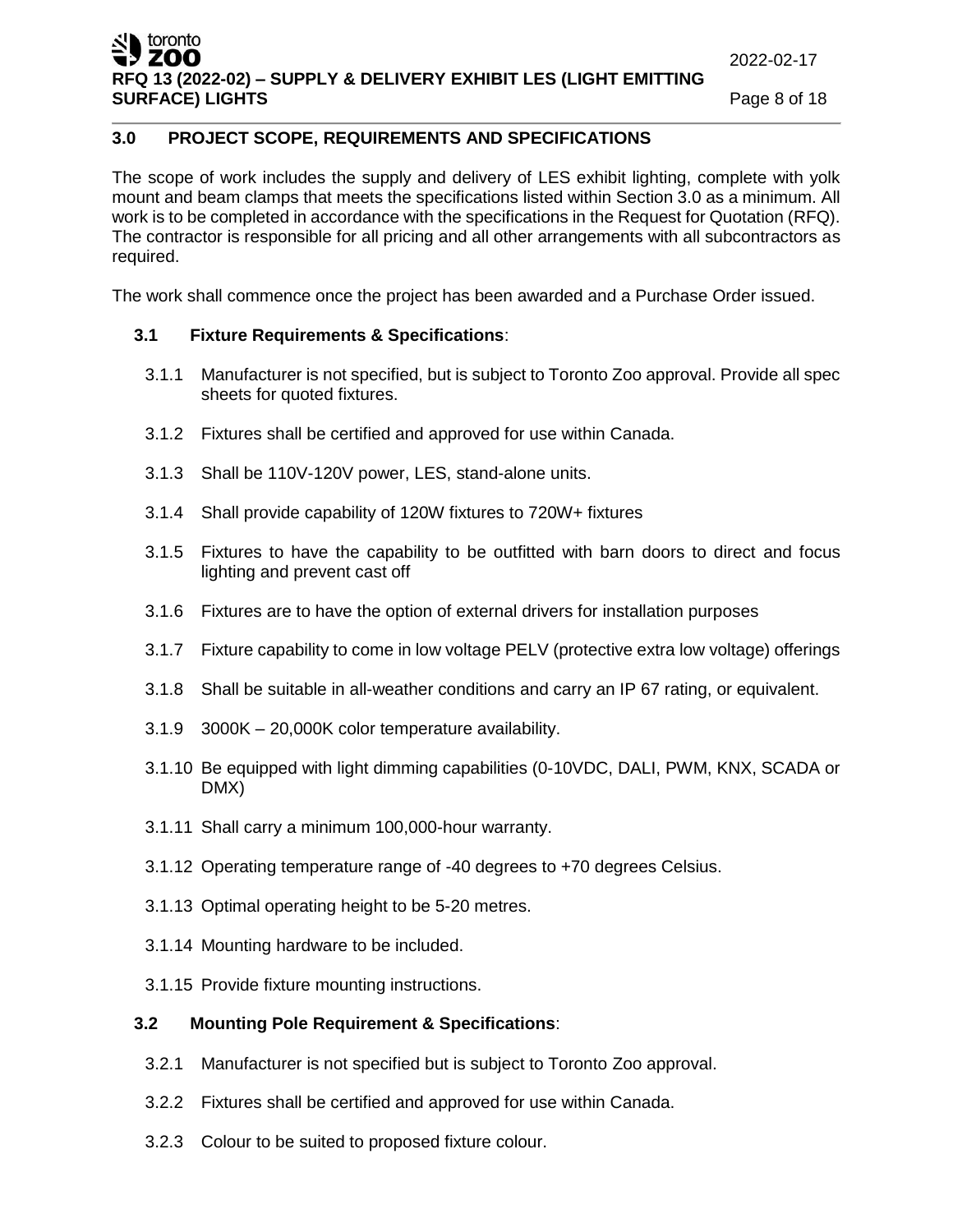## 3.0 PROJECT SCOPE, REQUIREMENTS AND SPECIFICATIONS

The scope of work includes the supply and delivery of LES exhibit lighting, complete with yolk mount and beam clamps that meets the specifications listed within Section 3.0 as a minimum. All work is to be completed in accordance with the specifications in the Request for Quotation (RFQ). The contractor is responsible for all pricing and all other arrangements with all subcontractors as required.

The work shall commence once the project has been awarded and a Purchase Order issued.

### 3.1 Fixture Requirements & Specifications:

3.1.1 Manufacturer is not specified, but is subject to Toronto Zoo approval. Provide all spec sheets for quoted fixtures.

3.1.2 Fixtures shall be certified and approved for use within Canada.

3.1.3 Shall be 110V-120V power, LES, stand-alone units.

3.1.4 Shall provide capability of 120W fixtures to 720W+ fixtures

3.1.5 Fixtures to have the capability to be outfitted with barn doors to direct and focus lighting and prevent cast off

3.1.6 Fixtures are to have the option of external drivers for installation purposes

3.1.7 Fixture capability to come in low voltage PELV (protective extra low voltage) offerings

3.1.8 Shall be suitable in all-weather conditions and carry an IP 67 rating, or equivalent.

3.1.9 3000K – 20,000K color temperature availability.

3.1.10 Be equipped with light dimming capabilities (0-10VDC, DALI, PWM, KNX, SCADA or DMX)

3.1.11 Shall carry a minimum 100,000-hour warranty.

3.1.12 Operating temperature range of -40 degrees to +70 degrees Celsius.

3.1.13 Optimal operating height to be 5-20 metres.

3.1.14 Mounting hardware to be included.

3.1.15 Provide fixture mounting instructions.

### 3.2 Mounting Pole Requirement & Specifications:

3.2.1 Manufacturer is not specified but is subject to Toronto Zoo approval.

3.2.2 Fixtures shall be certified and approved for use within Canada.

3.2.3 Colour to be suited to proposed fixture colour.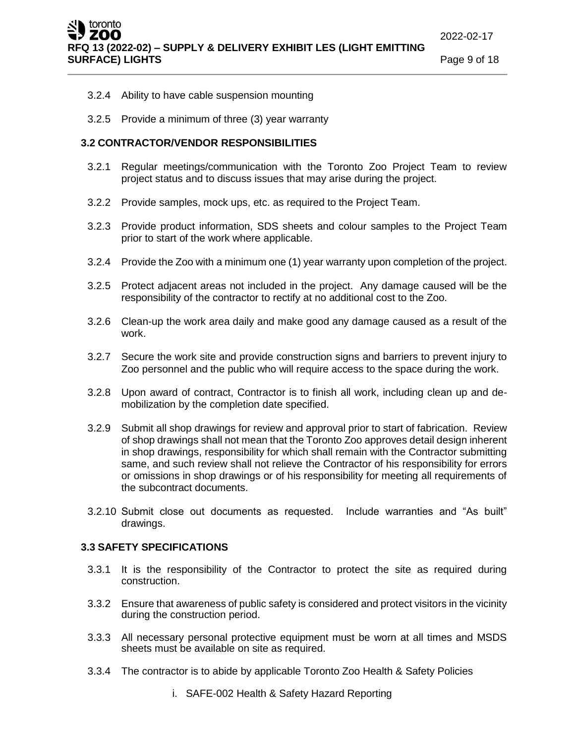3.2.4 Ability to have cable suspension mounting

3.2.5 Provide a minimum of three (3) year warranty

### 3.2 CONTRACTOR/VENDOR RESPONSIBILITIES

3.2.1 Regular meetings/communication with the Toronto Zoo Project Team to review project status and to discuss issues that may arise during the project.

3.2.2 Provide samples, mock ups, etc. as required to the Project Team.

3.2.3 Provide product information, SDS sheets and colour samples to the Project Team prior to start of the work where applicable.

3.2.4 Provide the Zoo with a minimum one (1) year warranty upon completion of the project.

3.2.5 Protect adjacent areas not included in the project. Any damage caused will be the responsibility of the contractor to rectify at no additional cost to the Zoo.

3.2.6 Clean-up the work area daily and make good any damage caused as a result of the work.

3.2.7 Secure the work site and provide construction signs and barriers to prevent injury to Zoo personnel and the public who will require access to the space during the work.

3.2.8 Upon award of contract, Contractor is to finish all work, including clean up and de-mobilization by the completion date specified.

3.2.9 Submit all shop drawings for review and approval prior to start of fabrication. Review of shop drawings shall not mean that the Toronto Zoo approves detail design inherent in shop drawings, responsibility for which shall remain with the Contractor submitting same, and such review shall not relieve the Contractor of his responsibility for errors or omissions in shop drawings or of his responsibility for meeting all requirements of the subcontract documents.

3.2.10 Submit close out documents as requested. Include warranties and "As built" drawings.

### 3.3 SAFETY SPECIFICATIONS

3.3.1 It is the responsibility of the Contractor to protect the site as required during construction.

3.3.2 Ensure that awareness of public safety is considered and protect visitors in the vicinity during the construction period.

3.3.3 All necessary personal protective equipment must be worn at all times and MSDS sheets must be available on site as required.

3.3.4 The contractor is to abide by applicable Toronto Zoo Health & Safety Policies

i. SAFE-002 Health & Safety Hazard Reporting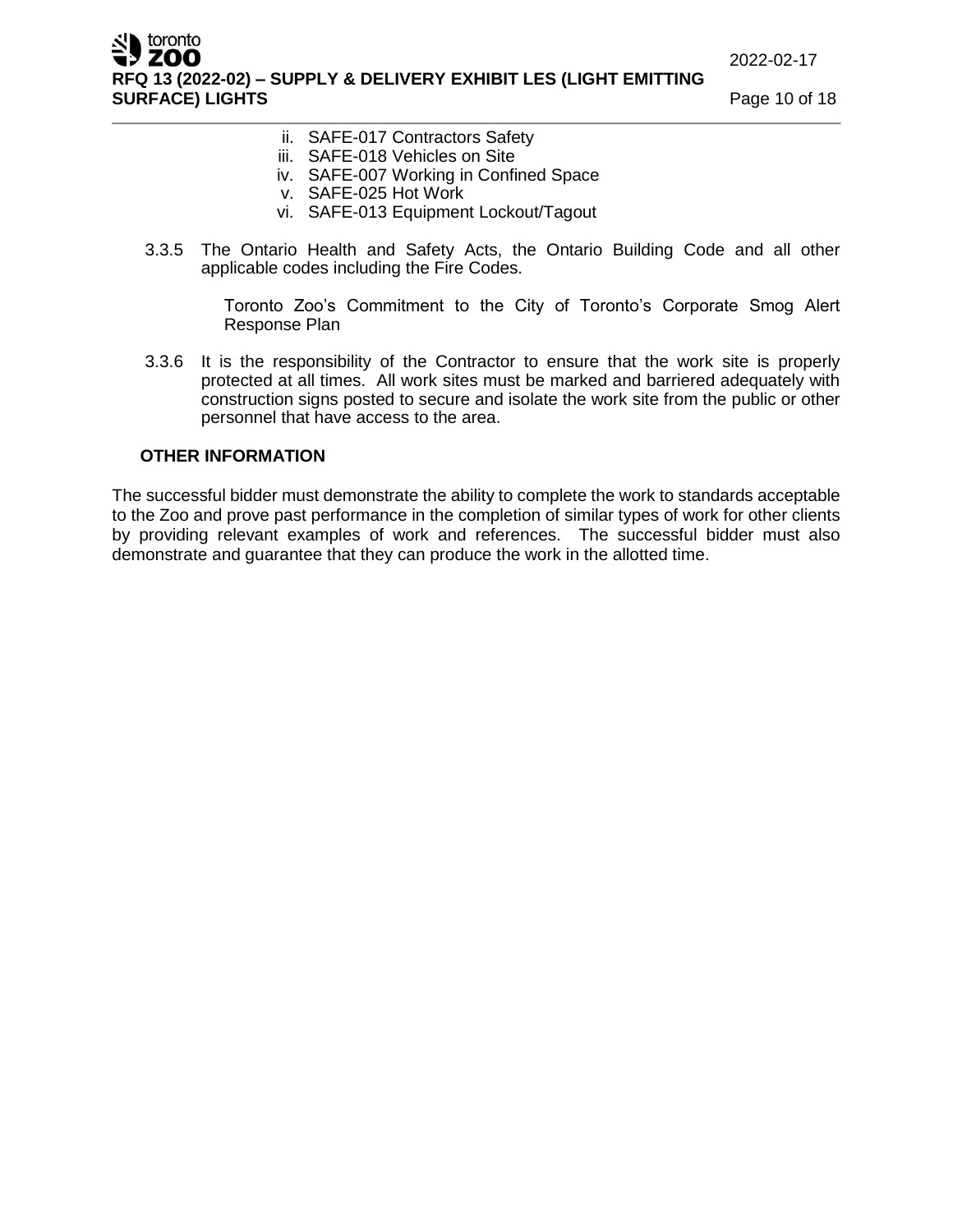ii. SAFE-017 Contractors Safety
iii. SAFE-018 Vehicles on Site
iv. SAFE-007 Working in Confined Space
v. SAFE-025 Hot Work
vi. SAFE-013 Equipment Lockout/Tagout

3.3.5 The Ontario Health and Safety Acts, the Ontario Building Code and all other applicable codes including the Fire Codes.

Toronto Zoo's Commitment to the City of Toronto's Corporate Smog Alert Response Plan

3.3.6 It is the responsibility of the Contractor to ensure that the work site is properly protected at all times. All work sites must be marked and barriered adequately with construction signs posted to secure and isolate the work site from the public or other personnel that have access to the area.

**OTHER INFORMATION**

The successful bidder must demonstrate the ability to complete the work to standards acceptable to the Zoo and prove past performance in the completion of similar types of work for other clients by providing relevant examples of work and references. The successful bidder must also demonstrate and guarantee that they can produce the work in the allotted time.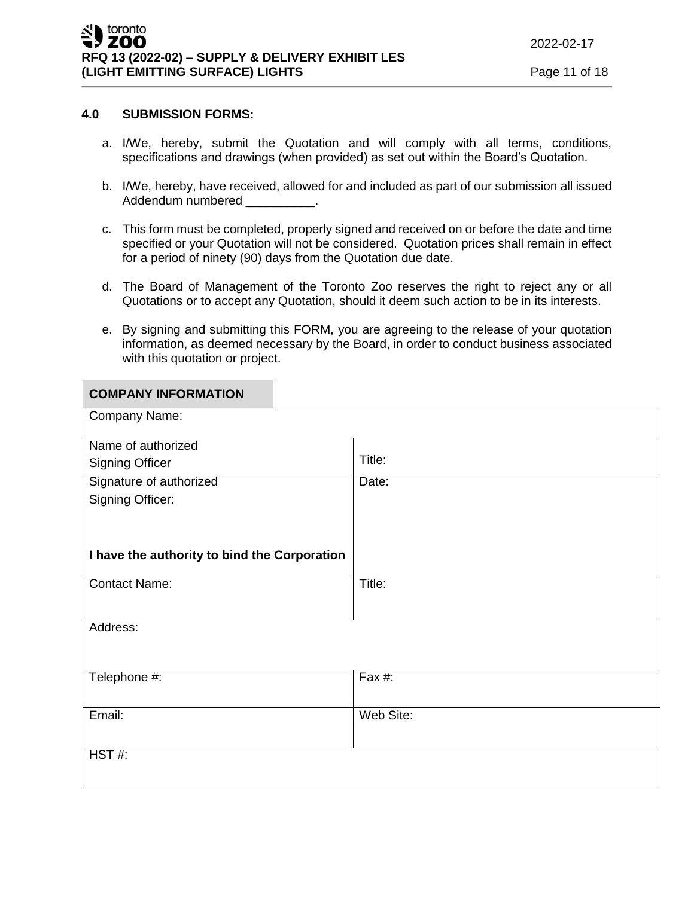## 4.0 SUBMISSION FORMS:

a. I/We, hereby, submit the Quotation and will comply with all terms, conditions, specifications and drawings (when provided) as set out within the Board's Quotation.

b. I/We, hereby, have received, allowed for and included as part of our submission all issued Addendum numbered __________.

c. This form must be completed, properly signed and received on or before the date and time specified or your Quotation will not be considered. Quotation prices shall remain in effect for a period of ninety (90) days from the Quotation due date.

d. The Board of Management of the Toronto Zoo reserves the right to reject any or all Quotations or to accept any Quotation, should it deem such action to be in its interests.

e. By signing and submitting this FORM, you are agreeing to the release of your quotation information, as deemed necessary by the Board, in order to conduct business associated with this quotation or project.

| **COMPANY INFORMATION** | |
|---|---|
| Company Name: | |
| Name of authorized Signing Officer | Title: |
| Signature of authorized Signing Officer: **I have the authority to bind the Corporation** | Date: |
| Contact Name: | Title: |
| Address: | |
| Telephone #: | Fax #: |
| Email: | Web Site: |
| HST #: | |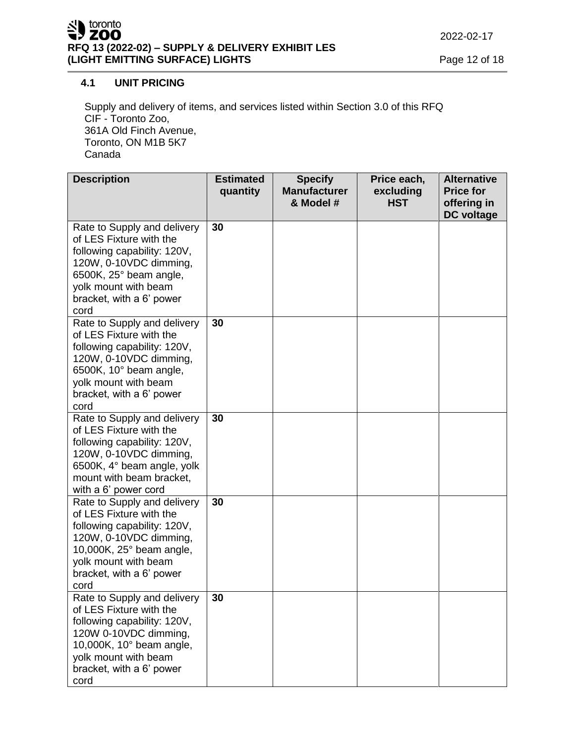### 4.1 UNIT PRICING

Supply and delivery of items, and services listed within Section 3.0 of this RFQ
CIF - Toronto Zoo,
361A Old Finch Avenue,
Toronto, ON M1B 5K7
Canada

| Description | Estimated quantity | Specify Manufacturer & Model # | Price each, excluding HST | Alternative Price for offering in DC voltage |
|---|---|---|---|---|
| Rate to Supply and delivery of LES Fixture with the following capability: 120V, 120W, 0-10VDC dimming, 6500K, 25° beam angle, yolk mount with beam bracket, with a 6' power cord | 30 | | | |
| Rate to Supply and delivery of LES Fixture with the following capability: 120V, 120W, 0-10VDC dimming, 6500K, 10° beam angle, yolk mount with beam bracket, with a 6' power cord | 30 | | | |
| Rate to Supply and delivery of LES Fixture with the following capability: 120V, 120W, 0-10VDC dimming, 6500K, 4° beam angle, yolk mount with beam bracket, with a 6' power cord | 30 | | | |
| Rate to Supply and delivery of LES Fixture with the following capability: 120V, 120W, 0-10VDC dimming, 10,000K, 25° beam angle, yolk mount with beam bracket, with a 6' power cord | 30 | | | |
| Rate to Supply and delivery of LES Fixture with the following capability: 120V, 120W 0-10VDC dimming, 10,000K, 10° beam angle, yolk mount with beam bracket, with a 6' power cord | 30 | | | |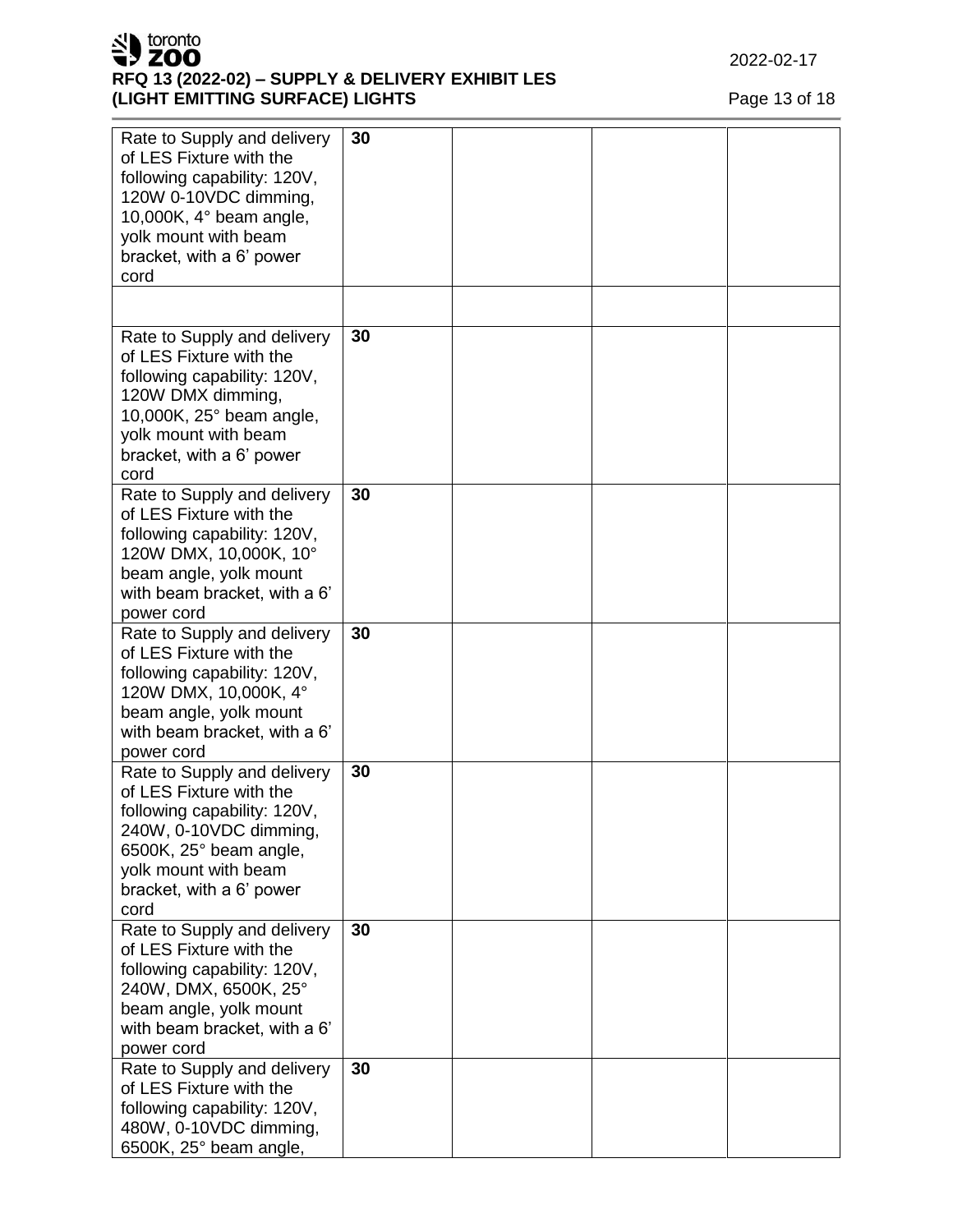| | | | | |
|---|---|---|---|---|
| Rate to Supply and delivery of LES Fixture with the following capability: 120V, 120W 0-10VDC dimming, 10,000K, 4° beam angle, yolk mount with beam bracket, with a 6' power cord | **30** | | | |
| | | | | |
| Rate to Supply and delivery of LES Fixture with the following capability: 120V, 120W DMX dimming, 10,000K, 25° beam angle, yolk mount with beam bracket, with a 6' power cord | **30** | | | |
| Rate to Supply and delivery of LES Fixture with the following capability: 120V, 120W DMX, 10,000K, 10° beam angle, yolk mount with beam bracket, with a 6' power cord | **30** | | | |
| Rate to Supply and delivery of LES Fixture with the following capability: 120V, 120W DMX, 10,000K, 4° beam angle, yolk mount with beam bracket, with a 6' power cord | **30** | | | |
| Rate to Supply and delivery of LES Fixture with the following capability: 120V, 240W, 0-10VDC dimming, 6500K, 25° beam angle, yolk mount with beam bracket, with a 6' power cord | **30** | | | |
| Rate to Supply and delivery of LES Fixture with the following capability: 120V, 240W, DMX, 6500K, 25° beam angle, yolk mount with beam bracket, with a 6' power cord | **30** | | | |
| Rate to Supply and delivery of LES Fixture with the following capability: 120V, 480W, 0-10VDC dimming, 6500K, 25° beam angle, | **30** | | | |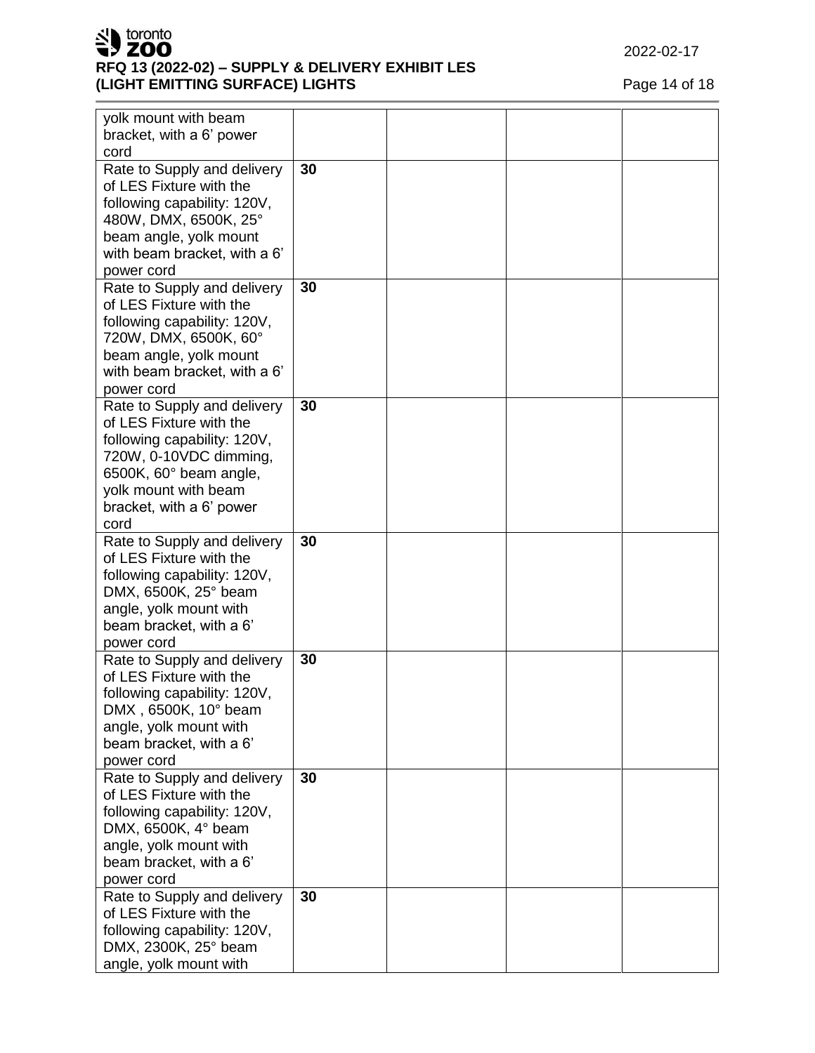| | | | | |
|---|---|---|---|---|
| yolk mount with beam bracket, with a 6' power cord | | | | |
| Rate to Supply and delivery of LES Fixture with the following capability: 120V, 480W, DMX, 6500K, 25° beam angle, yolk mount with beam bracket, with a 6' power cord | **30** | | | |
| Rate to Supply and delivery of LES Fixture with the following capability: 120V, 720W, DMX, 6500K, 60° beam angle, yolk mount with beam bracket, with a 6' power cord | **30** | | | |
| Rate to Supply and delivery of LES Fixture with the following capability: 120V, 720W, 0-10VDC dimming, 6500K, 60° beam angle, yolk mount with beam bracket, with a 6' power cord | **30** | | | |
| Rate to Supply and delivery of LES Fixture with the following capability: 120V, DMX, 6500K, 25° beam angle, yolk mount with beam bracket, with a 6' power cord | **30** | | | |
| Rate to Supply and delivery of LES Fixture with the following capability: 120V, DMX , 6500K, 10° beam angle, yolk mount with beam bracket, with a 6' power cord | **30** | | | |
| Rate to Supply and delivery of LES Fixture with the following capability: 120V, DMX, 6500K, 4° beam angle, yolk mount with beam bracket, with a 6' power cord | **30** | | | |
| Rate to Supply and delivery of LES Fixture with the following capability: 120V, DMX, 2300K, 25° beam angle, yolk mount with | **30** | | | |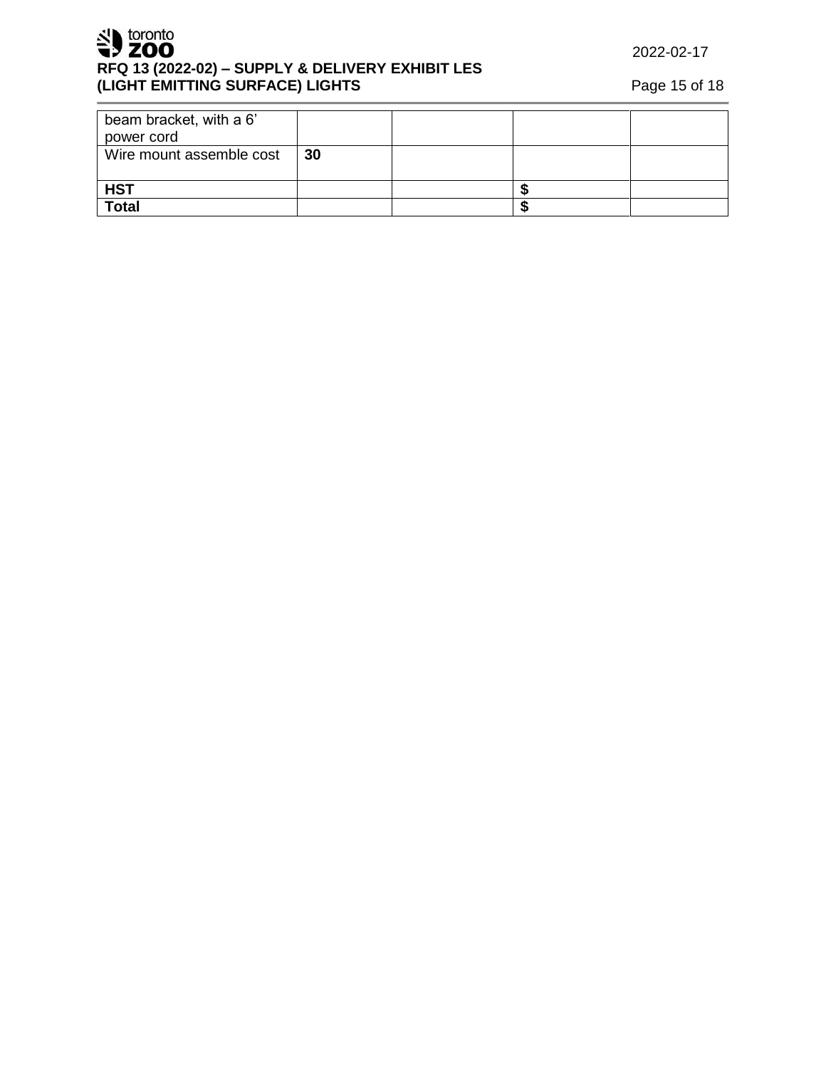| | | | | |
|---|---|---|---|---|
| beam bracket, with a 6' power cord | | | | |
| Wire mount assemble cost | **30** | | | |
| **HST** | | | **$** | |
| **Total** | | | **$** | |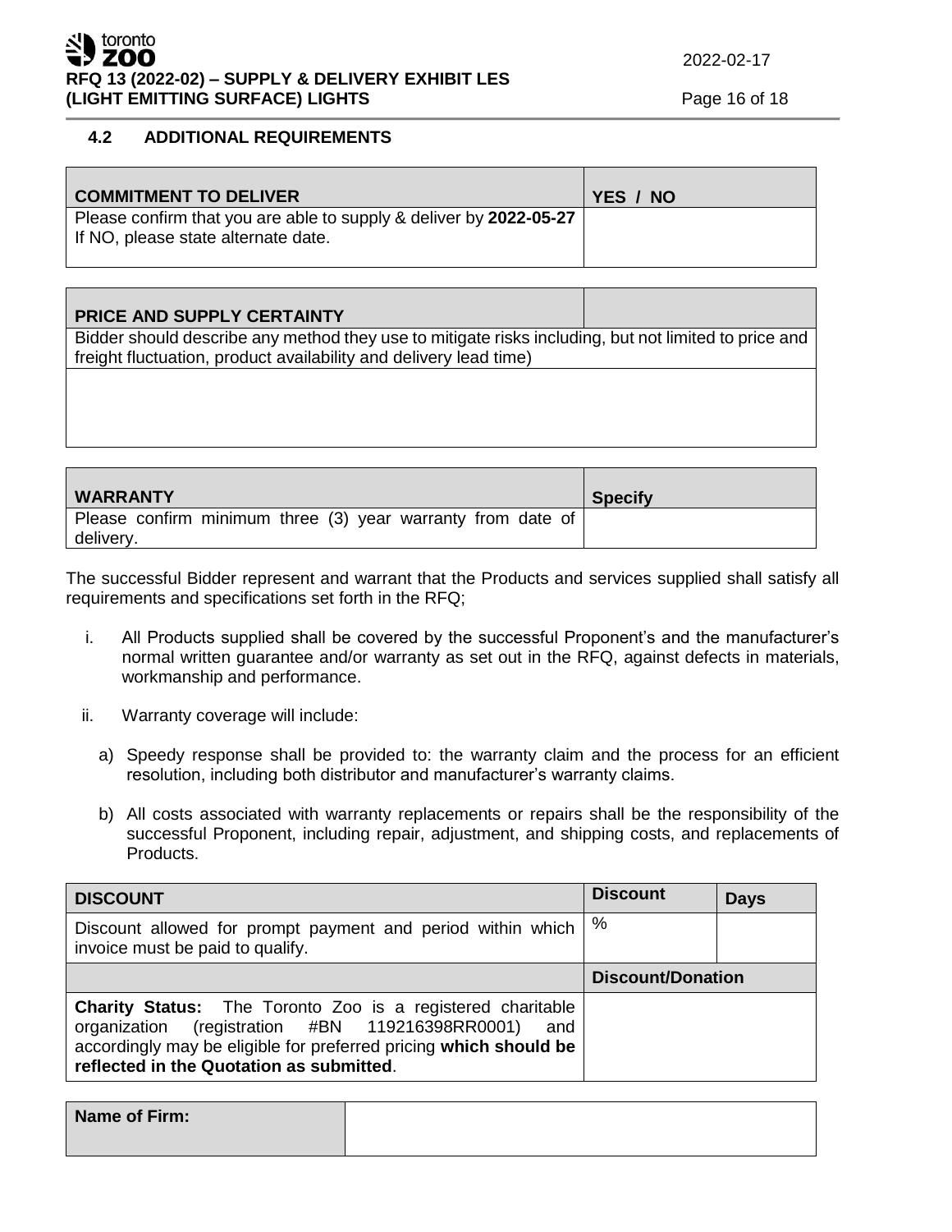### 4.2 ADDITIONAL REQUIREMENTS

| COMMITMENT TO DELIVER | YES / NO |
|---|---|
| Please confirm that you are able to supply & deliver by **2022-05-27** If NO, please state alternate date. | |

| PRICE AND SUPPLY CERTAINTY | |
|---|---|
| Bidder should describe any method they use to mitigate risks including, but not limited to price and freight fluctuation, product availability and delivery lead time) | |
| | |

| WARRANTY | Specify |
|---|---|
| Please confirm minimum three (3) year warranty from date of delivery. | |

The successful Bidder represent and warrant that the Products and services supplied shall satisfy all requirements and specifications set forth in the RFQ;

i. All Products supplied shall be covered by the successful Proponent's and the manufacturer's normal written guarantee and/or warranty as set out in the RFQ, against defects in materials, workmanship and performance.

ii. Warranty coverage will include:

   a) Speedy response shall be provided to: the warranty claim and the process for an efficient resolution, including both distributor and manufacturer's warranty claims.

   b) All costs associated with warranty replacements or repairs shall be the responsibility of the successful Proponent, including repair, adjustment, and shipping costs, and replacements of Products.

| DISCOUNT | Discount | Days |
|---|---|---|
| Discount allowed for prompt payment and period within which invoice must be paid to qualify. | % | |
| | **Discount/Donation** | |
| **Charity Status:** The Toronto Zoo is a registered charitable organization (registration #BN 119216398RR0001) and accordingly may be eligible for preferred pricing **which should be reflected in the Quotation as submitted**. | | |

| Name of Firm: | |
|---|---|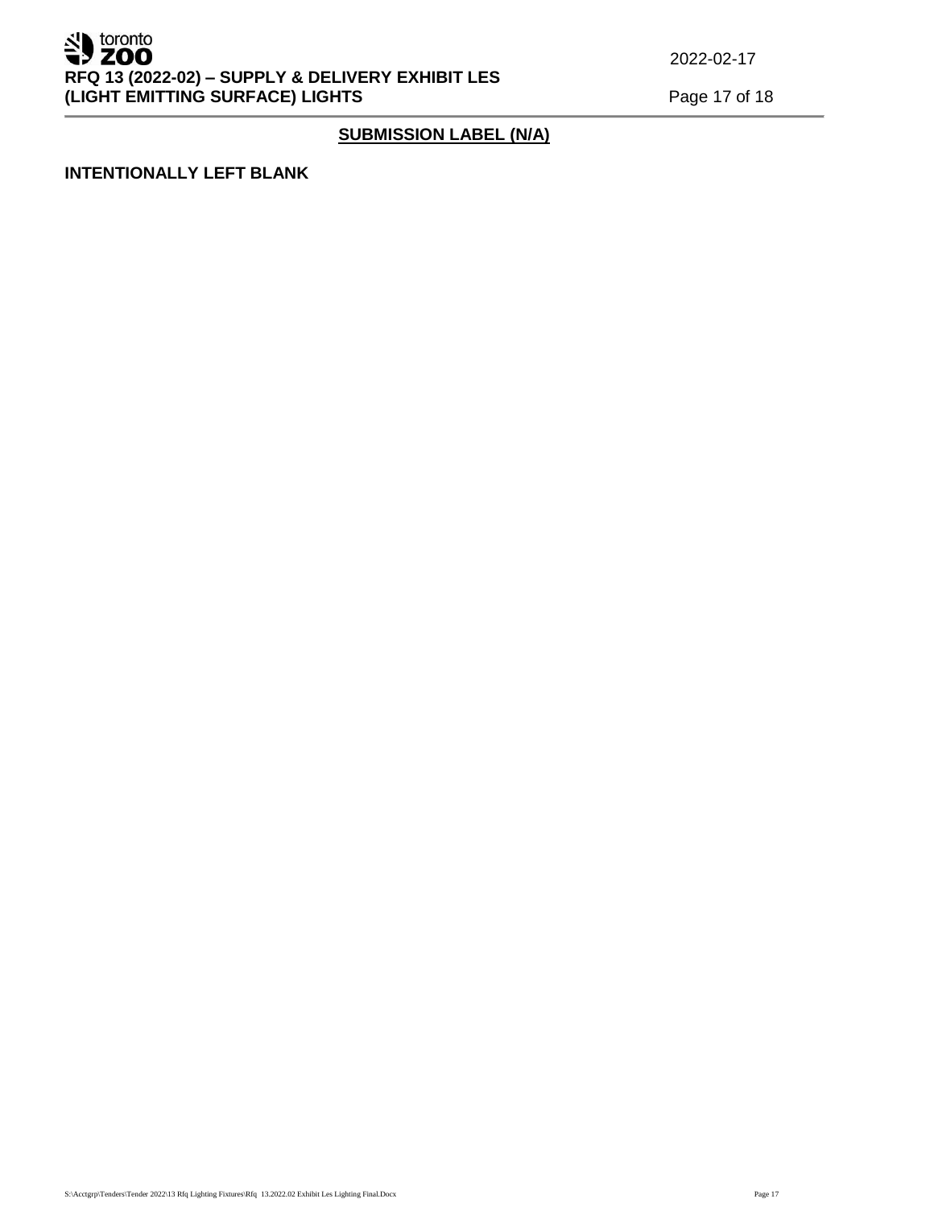## SUBMISSION LABEL (N/A)

**INTENTIONALLY LEFT BLANK**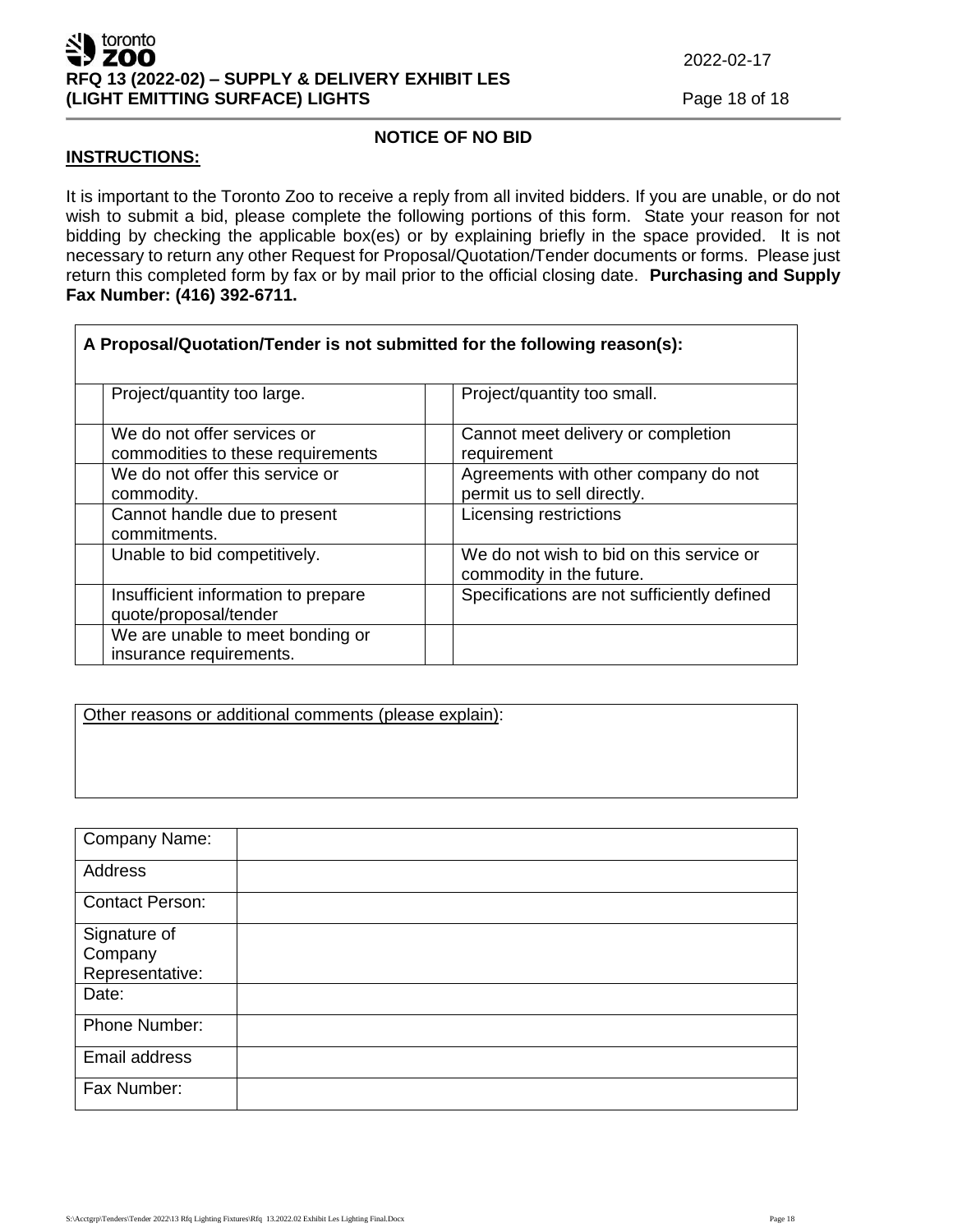## NOTICE OF NO BID

**INSTRUCTIONS:**

It is important to the Toronto Zoo to receive a reply from all invited bidders. If you are unable, or do not wish to submit a bid, please complete the following portions of this form. State your reason for not bidding by checking the applicable box(es) or by explaining briefly in the space provided. It is not necessary to return any other Request for Proposal/Quotation/Tender documents or forms. Please just return this completed form by fax or by mail prior to the official closing date. **Purchasing and Supply Fax Number: (416) 392-6711.**

**A Proposal/Quotation/Tender is not submitted for the following reason(s):**

| | | | |
|---|---|---|---|
| | Project/quantity too large. | | Project/quantity too small. |
| | We do not offer services or commodities to these requirements | | Cannot meet delivery or completion requirement |
| | We do not offer this service or commodity. | | Agreements with other company do not permit us to sell directly. |
| | Cannot handle due to present commitments. | | Licensing restrictions |
| | Unable to bid competitively. | | We do not wish to bid on this service or commodity in the future. |
| | Insufficient information to prepare quote/proposal/tender | | Specifications are not sufficiently defined |
| | We are unable to meet bonding or insurance requirements. | | |

Other reasons or additional comments (please explain):

| | |
|---|---|
| Company Name: | |
| Address | |
| Contact Person: | |
| Signature of Company Representative: | |
| Date: | |
| Phone Number: | |
| Email address | |
| Fax Number: | |